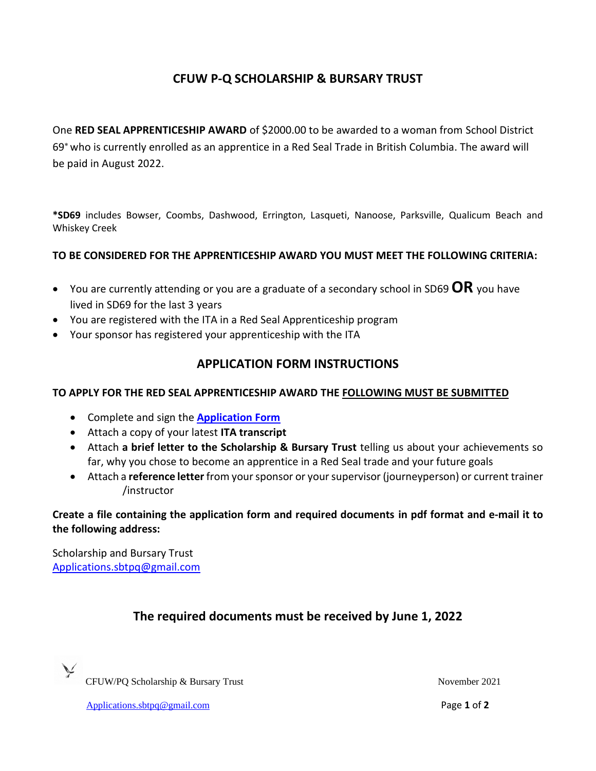# CFUW P-Q SCHOLARSHIP & BURSARY TRUST

One **RED SEAL APPRENTICESHIP AWARD** of $2000.00 to be awarded to a woman from School District 69* who is currently enrolled as an apprentice in a Red Seal Trade in British Columbia. The award will be paid in August 2022.

***SD69** includes Bowser, Coombs, Dashwood, Errington, Lasqueti, Nanoose, Parksville, Qualicum Beach and Whiskey Creek

**TO BE CONSIDERED FOR THE APPRENTICESHIP AWARD YOU MUST MEET THE FOLLOWING CRITERIA:**

- You are currently attending or you are a graduate of a secondary school in SD69 **OR** you have lived in SD69 for the last 3 years
- You are registered with the ITA in a Red Seal Apprenticeship program
- Your sponsor has registered your apprenticeship with the ITA

## APPLICATION FORM INSTRUCTIONS

**TO APPLY FOR THE RED SEAL APPRENTICESHIP AWARD THE FOLLOWING MUST BE SUBMITTED**

- Complete and sign the **Application Form**
- Attach a copy of your latest **ITA transcript**
- Attach **a brief letter to the Scholarship & Bursary Trust** telling us about your achievements so far, why you chose to become an apprentice in a Red Seal trade and your future goals
- Attach a **reference letter** from your sponsor or your supervisor (journeyperson) or current trainer /instructor

**Create a file containing the application form and required documents in pdf format and e-mail it to the following address:**

Scholarship and Bursary Trust
Applications.sbtpq@gmail.com

## The required documents must be received by June 1, 2022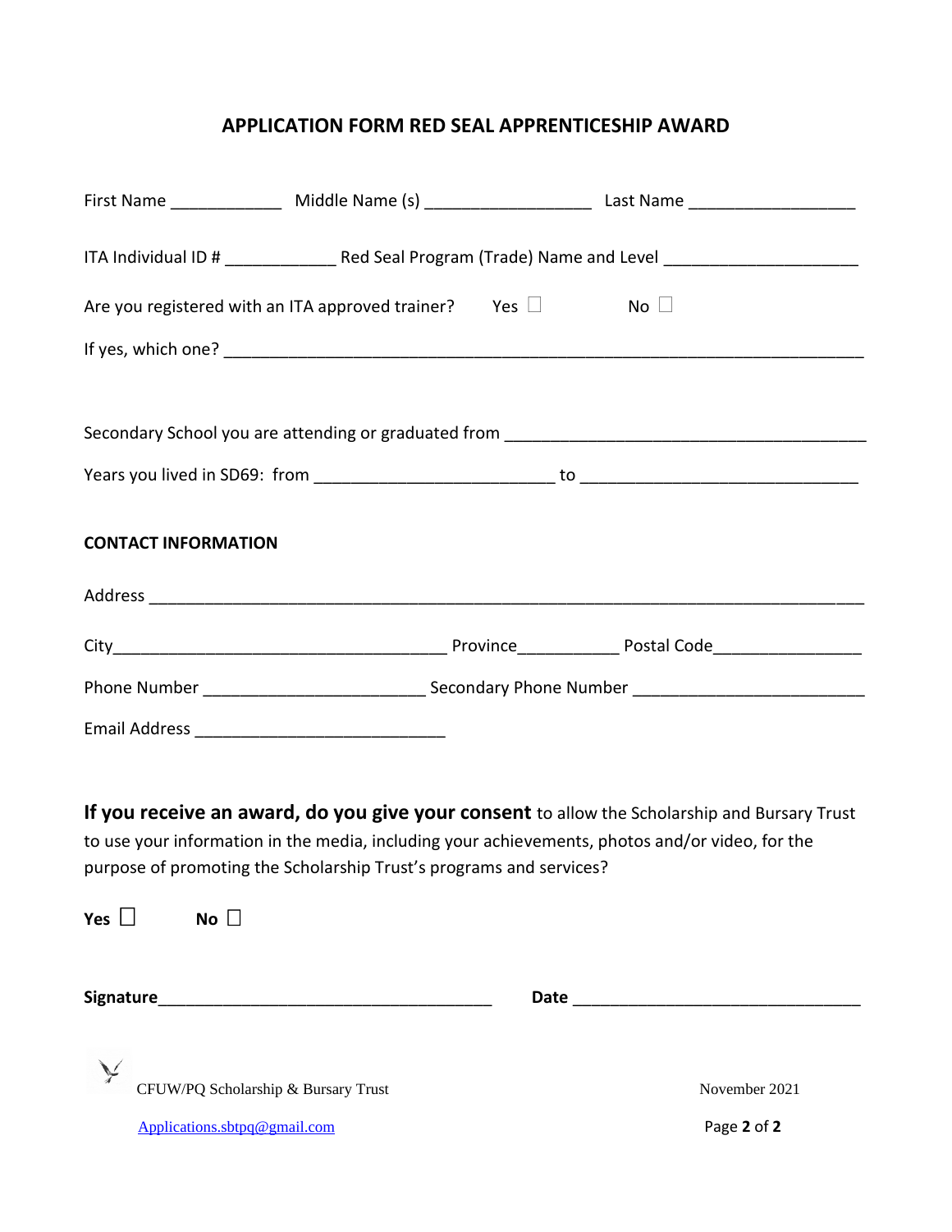# APPLICATION FORM RED SEAL APPRENTICESHIP AWARD

First Name ____________ Middle Name (s) _________________ Last Name _________________

ITA Individual ID # ____________ Red Seal Program (Trade) Name and Level ____________________

Are you registered with an ITA approved trainer? Yes ☐ No ☐

If yes, which one? ______________________________________________________________________

Secondary School you are attending or graduated from ________________________________________

Years you lived in SD69: from _________________________ to ____________________________

**CONTACT INFORMATION**

Address ________________________________________________________________________________

City___________________________________ Province__________ Postal Code_______________

Phone Number _______________________ Secondary Phone Number _______________________

Email Address __________________________

**If you receive an award, do you give your consent** to allow the Scholarship and Bursary Trust to use your information in the media, including your achievements, photos and/or video, for the purpose of promoting the Scholarship Trust's programs and services?

**Yes** ☐ **No** ☐

**Signature**___________________________________ **Date** _______________________________

CFUW/PQ Scholarship & Bursary Trust

Applications.sbtpq@gmail.com

November 2021